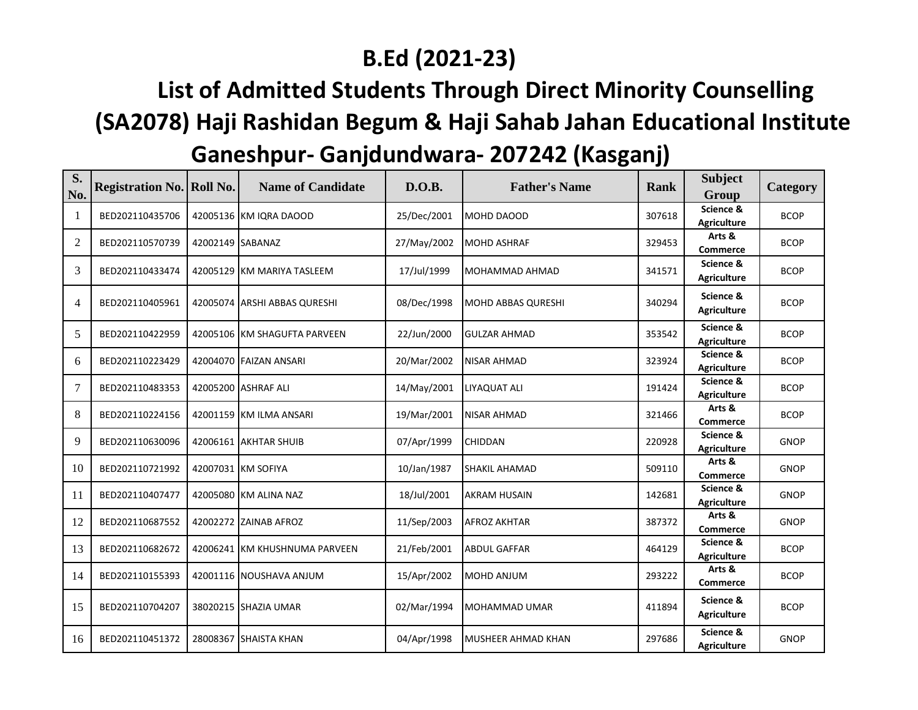# B.Ed (2021-23)

## List of Admitted Students Through Direct Minority Counselling

## (SA2078) Haji Rashidan Begum & Haji Sahab Jahan Educational Institute

## Ganeshpur- Ganjdundwara- 207242 (Kasganj)

| S. No. | Registration No. | Roll No. | Name of Candidate | D.O.B. | Father's Name | Rank | Subject Group | Category |
|---|---|---|---|---|---|---|---|---|
| 1 | BED202110435706 | 42005136 | KM IQRA DAOOD | 25/Dec/2001 | MOHD DAOOD | 307618 | Science & Agriculture | BCOP |
| 2 | BED202110570739 | 42002149 | SABANAZ | 27/May/2002 | MOHD ASHRAF | 329453 | Arts & Commerce | BCOP |
| 3 | BED202110433474 | 42005129 | KM MARIYA TASLEEM | 17/Jul/1999 | MOHAMMAD AHMAD | 341571 | Science & Agriculture | BCOP |
| 4 | BED202110405961 | 42005074 | ARSHI ABBAS QURESHI | 08/Dec/1998 | MOHD ABBAS QURESHI | 340294 | Science & Agriculture | BCOP |
| 5 | BED202110422959 | 42005106 | KM SHAGUFTA PARVEEN | 22/Jun/2000 | GULZAR AHMAD | 353542 | Science & Agriculture | BCOP |
| 6 | BED202110223429 | 42004070 | FAIZAN ANSARI | 20/Mar/2002 | NISAR AHMAD | 323924 | Science & Agriculture | BCOP |
| 7 | BED202110483353 | 42005200 | ASHRAF ALI | 14/May/2001 | LIYAQUAT ALI | 191424 | Science & Agriculture | BCOP |
| 8 | BED202110224156 | 42001159 | KM ILMA ANSARI | 19/Mar/2001 | NISAR AHMAD | 321466 | Arts & Commerce | BCOP |
| 9 | BED202110630096 | 42006161 | AKHTAR SHUIB | 07/Apr/1999 | CHIDDAN | 220928 | Science & Agriculture | GNOP |
| 10 | BED202110721992 | 42007031 | KM SOFIYA | 10/Jan/1987 | SHAKIL AHAMAD | 509110 | Arts & Commerce | GNOP |
| 11 | BED202110407477 | 42005080 | KM ALINA NAZ | 18/Jul/2001 | AKRAM HUSAIN | 142681 | Science & Agriculture | GNOP |
| 12 | BED202110687552 | 42002272 | ZAINAB AFROZ | 11/Sep/2003 | AFROZ AKHTAR | 387372 | Arts & Commerce | GNOP |
| 13 | BED202110682672 | 42006241 | KM KHUSHNUMA PARVEEN | 21/Feb/2001 | ABDUL GAFFAR | 464129 | Science & Agriculture | BCOP |
| 14 | BED202110155393 | 42001116 | NOUSHAVA ANJUM | 15/Apr/2002 | MOHD ANJUM | 293222 | Arts & Commerce | BCOP |
| 15 | BED202110704207 | 38020215 | SHAZIA UMAR | 02/Mar/1994 | MOHAMMAD UMAR | 411894 | Science & Agriculture | BCOP |
| 16 | BED202110451372 | 28008367 | SHAISTA KHAN | 04/Apr/1998 | MUSHEER AHMAD KHAN | 297686 | Science & Agriculture | GNOP |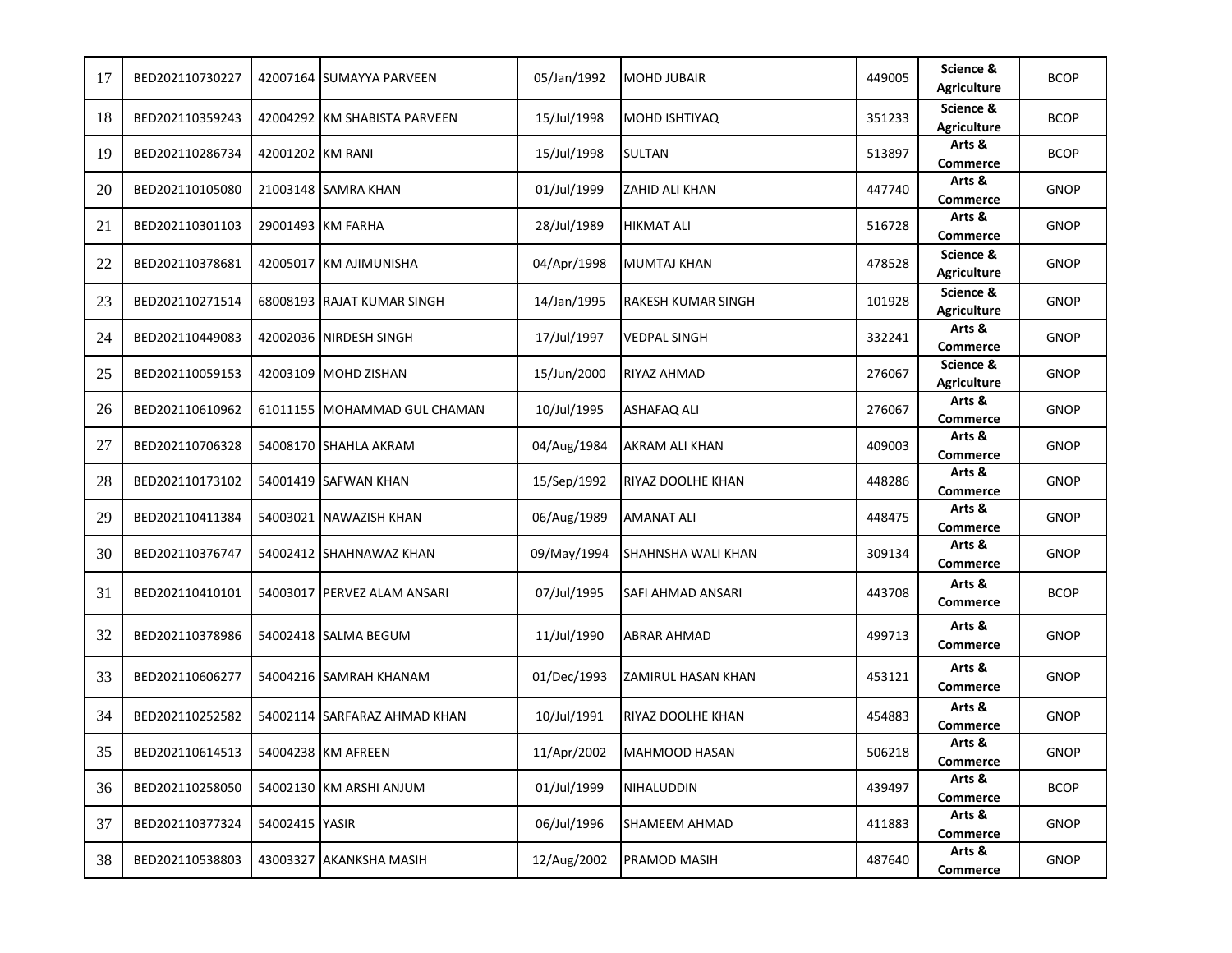| 17 | BED202110730227 | 42007164 | SUMAYYA PARVEEN | 05/Jan/1992 | MOHD JUBAIR | 449005 | Science & Agriculture | BCOP |
|---|---|---|---|---|---|---|---|---|
| 18 | BED202110359243 | 42004292 | KM SHABISTA PARVEEN | 15/Jul/1998 | MOHD ISHTIYAQ | 351233 | Science & Agriculture | BCOP |
| 19 | BED202110286734 | 42001202 | KM RANI | 15/Jul/1998 | SULTAN | 513897 | Arts & Commerce | BCOP |
| 20 | BED202110105080 | 21003148 | SAMRA KHAN | 01/Jul/1999 | ZAHID ALI KHAN | 447740 | Arts & Commerce | GNOP |
| 21 | BED202110301103 | 29001493 | KM FARHA | 28/Jul/1989 | HIKMAT ALI | 516728 | Arts & Commerce | GNOP |
| 22 | BED202110378681 | 42005017 | KM AJIMUNISHA | 04/Apr/1998 | MUMTAJ KHAN | 478528 | Science & Agriculture | GNOP |
| 23 | BED202110271514 | 68008193 | RAJAT KUMAR SINGH | 14/Jan/1995 | RAKESH KUMAR SINGH | 101928 | Science & Agriculture | GNOP |
| 24 | BED202110449083 | 42002036 | NIRDESH SINGH | 17/Jul/1997 | VEDPAL SINGH | 332241 | Arts & Commerce | GNOP |
| 25 | BED202110059153 | 42003109 | MOHD ZISHAN | 15/Jun/2000 | RIYAZ AHMAD | 276067 | Science & Agriculture | GNOP |
| 26 | BED202110610962 | 61011155 | MOHAMMAD GUL CHAMAN | 10/Jul/1995 | ASHAFAQ ALI | 276067 | Arts & Commerce | GNOP |
| 27 | BED202110706328 | 54008170 | SHAHLA AKRAM | 04/Aug/1984 | AKRAM ALI KHAN | 409003 | Arts & Commerce | GNOP |
| 28 | BED202110173102 | 54001419 | SAFWAN KHAN | 15/Sep/1992 | RIYAZ DOOLHE KHAN | 448286 | Arts & Commerce | GNOP |
| 29 | BED202110411384 | 54003021 | NAWAZISH KHAN | 06/Aug/1989 | AMANAT ALI | 448475 | Arts & Commerce | GNOP |
| 30 | BED202110376747 | 54002412 | SHAHNAWAZ KHAN | 09/May/1994 | SHAHNSHA WALI KHAN | 309134 | Arts & Commerce | GNOP |
| 31 | BED202110410101 | 54003017 | PERVEZ ALAM ANSARI | 07/Jul/1995 | SAFI AHMAD ANSARI | 443708 | Arts & Commerce | BCOP |
| 32 | BED202110378986 | 54002418 | SALMA BEGUM | 11/Jul/1990 | ABRAR AHMAD | 499713 | Arts & Commerce | GNOP |
| 33 | BED202110606277 | 54004216 | SAMRAH KHANAM | 01/Dec/1993 | ZAMIRUL HASAN KHAN | 453121 | Arts & Commerce | GNOP |
| 34 | BED202110252582 | 54002114 | SARFARAZ AHMAD KHAN | 10/Jul/1991 | RIYAZ DOOLHE KHAN | 454883 | Arts & Commerce | GNOP |
| 35 | BED202110614513 | 54004238 | KM AFREEN | 11/Apr/2002 | MAHMOOD HASAN | 506218 | Arts & Commerce | GNOP |
| 36 | BED202110258050 | 54002130 | KM ARSHI ANJUM | 01/Jul/1999 | NIHALUDDIN | 439497 | Arts & Commerce | BCOP |
| 37 | BED202110377324 | 54002415 | YASIR | 06/Jul/1996 | SHAMEEM AHMAD | 411883 | Arts & Commerce | GNOP |
| 38 | BED202110538803 | 43003327 | AKANKSHA MASIH | 12/Aug/2002 | PRAMOD MASIH | 487640 | Arts & Commerce | GNOP |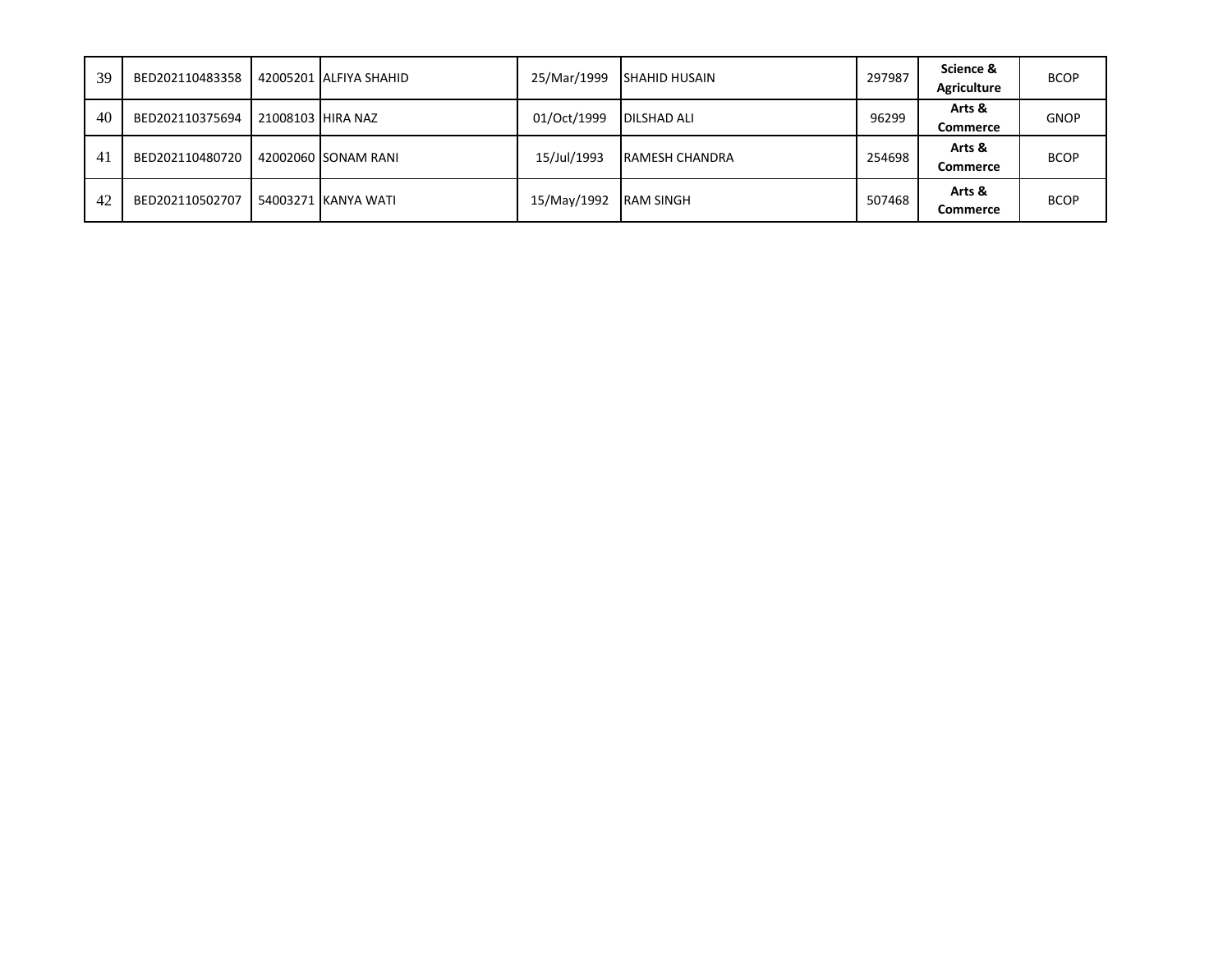| | | | | | | | | |
|---|---|---|---|---|---|---|---|---|
| 39 | BED202110483358 | 42005201 | ALFIYA SHAHID | 25/Mar/1999 | SHAHID HUSAIN | 297987 | **Science & Agriculture** | BCOP |
| 40 | BED202110375694 | 21008103 | HIRA NAZ | 01/Oct/1999 | DILSHAD ALI | 96299 | **Arts & Commerce** | GNOP |
| 41 | BED202110480720 | 42002060 | SONAM RANI | 15/Jul/1993 | RAMESH CHANDRA | 254698 | **Arts & Commerce** | BCOP |
| 42 | BED202110502707 | 54003271 | KANYA WATI | 15/May/1992 | RAM SINGH | 507468 | **Arts & Commerce** | BCOP |